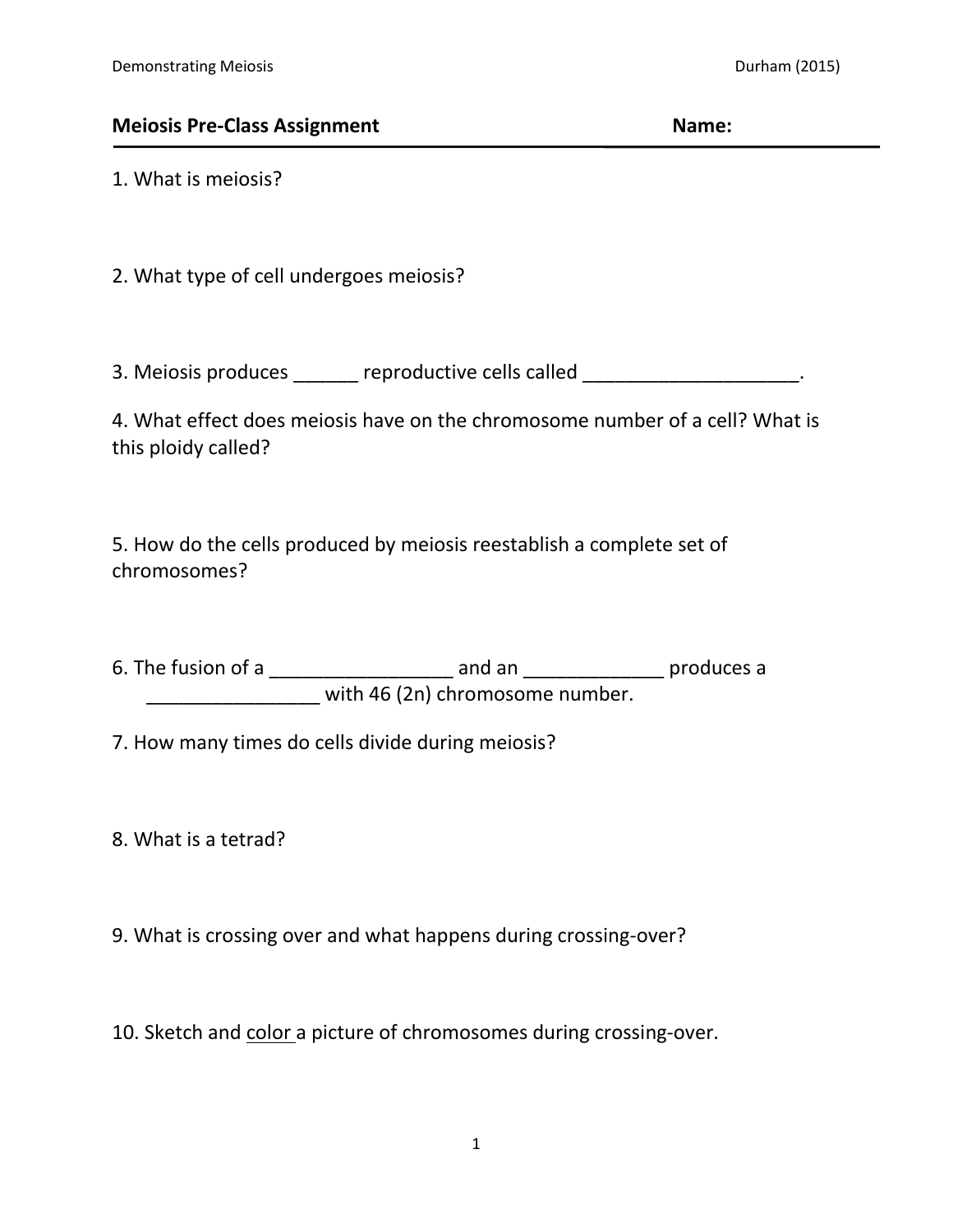## Meiosis Pre-Class Assignment Name:

1. What is meiosis?

2. What type of cell undergoes meiosis?

3. Meiosis produces ______ reproductive cells called ____________________.

4. What effect does meiosis have on the chromosome number of a cell? What is this ploidy called?

5. How do the cells produced by meiosis reestablish a complete set of chromosomes?

6. The fusion of a _________________ and an _____________ produces a ________________ with 46 (2n) chromosome number.

7. How many times do cells divide during meiosis?

8. What is a tetrad?

9. What is crossing over and what happens during crossing-over?

10. Sketch and <u>color</u> a picture of chromosomes during crossing-over.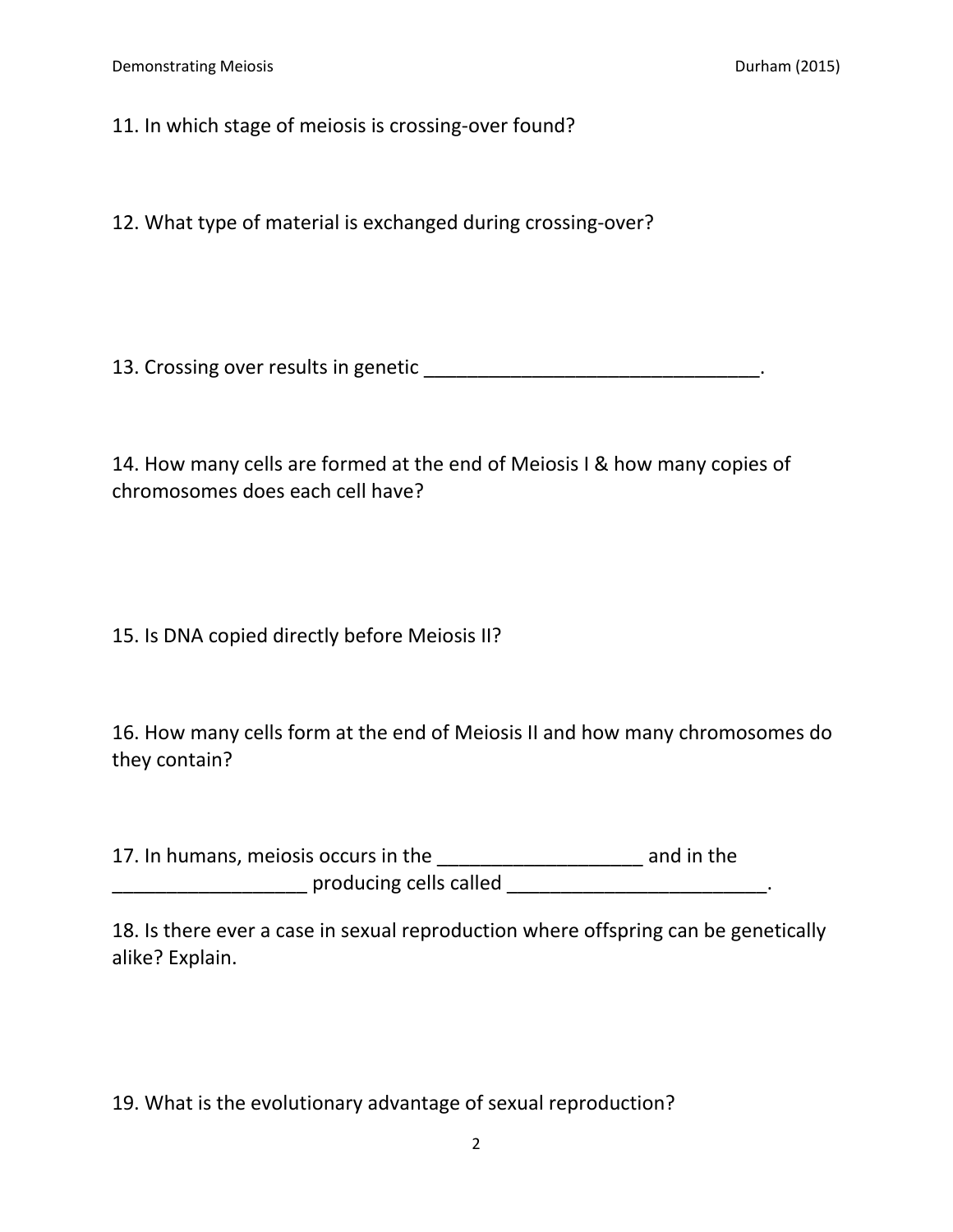11. In which stage of meiosis is crossing-over found?

12. What type of material is exchanged during crossing-over?

13. Crossing over results in genetic _______________________________.

14. How many cells are formed at the end of Meiosis I & how many copies of chromosomes does each cell have?

15. Is DNA copied directly before Meiosis II?

16. How many cells form at the end of Meiosis II and how many chromosomes do they contain?

17. In humans, meiosis occurs in the ___________________ and in the __________________ producing cells called ________________________.

18. Is there ever a case in sexual reproduction where offspring can be genetically alike? Explain.

19. What is the evolutionary advantage of sexual reproduction?